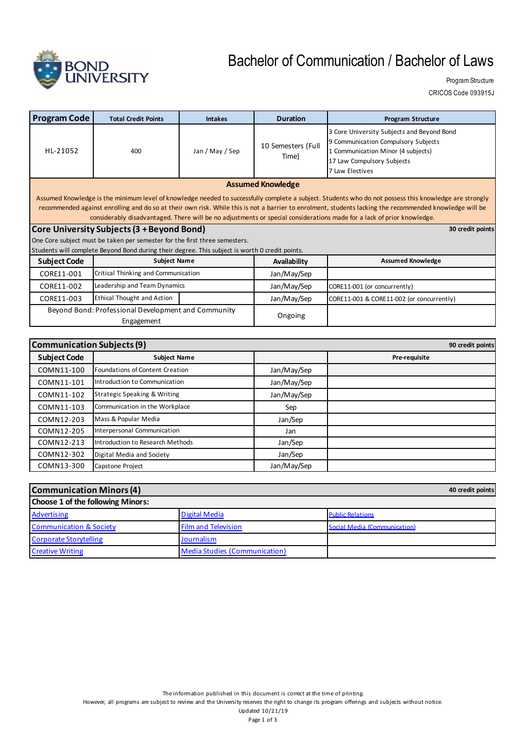# Bachelor of Communication / Bachelor of Laws

Program Structure

CRICOS Code 093915J

| Program Code | Total Credit Points | Intakes | Duration | Program Structure |
|---|---|---|---|---|
| HL-21052 | 400 | Jan / May / Sep | 10 Semesters (Full Time) | 3 Core University Subjects and Beyond Bond<br>9 Communication Compulsory Subjects<br>1 Communication Minor (4 subjects)<br>17 Law Compulsory Subjects<br>7 Law Electives |

**Assumed Knowledge**

Assumed Knowledge is the minimum level of knowledge needed to successfully complete a subject. Students who do not possess this knowledge are strongly recommended against enrolling and do so at their own risk. While this is not a barrier to enrolment, students lacking the recommended knowledge will be considerably disadvantaged. There will be no adjustments or special considerations made for a lack of prior knowledge.

## Core University Subjects (3 + Beyond Bond)

**30 credit points**

One Core subject must be taken per semester for the first three semesters.
Students will complete Beyond Bond during their degree. This subject is worth 0 credit points.

| Subject Code | Subject Name | Availability | Assumed Knowledge |
|---|---|---|---|
| CORE11-001 | Critical Thinking and Communication | Jan/May/Sep | |
| CORE11-002 | Leadership and Team Dynamics | Jan/May/Sep | CORE11-001 (or concurrently) |
| CORE11-003 | Ethical Thought and Action | Jan/May/Sep | CORE11-001 & CORE11-002 (or concurrently) |
| Beyond Bond: Professional Development and Community Engagement | | Ongoing | |

## Communication Subjects (9)

**90 credit points**

| Subject Code | Subject Name | | Pre-requisite |
|---|---|---|---|
| COMN11-100 | Foundations of Content Creation | Jan/May/Sep | |
| COMN11-101 | Introduction to Communication | Jan/May/Sep | |
| COMN11-102 | Strategic Speaking & Writing | Jan/May/Sep | |
| COMN11-103 | Communication in the Workplace | Sep | |
| COMN12-203 | Mass & Popular Media | Jan/Sep | |
| COMN12-205 | Interpersonal Communication | Jan | |
| COMN12-213 | Introduction to Research Methods | Jan/Sep | |
| COMN12-302 | Digital Media and Society | Jan/Sep | |
| COMN13-300 | Capstone Project | Jan/May/Sep | |

## Communication Minors (4)

**40 credit points**

**Choose 1 of the following Minors:**

| | | |
|---|---|---|
| Advertising | Digital Media | Public Relations |
| Communication & Society | Film and Television | Social Media (Communication) |
| Corporate Storytelling | Journalism | |
| Creative Writing | Media Studies (Communication) | |

The information published in this document is correct at the time of printing.
However, all programs are subject to review and the University reserves the right to change its program offerings and subjects without notice.
Updated 10/21/19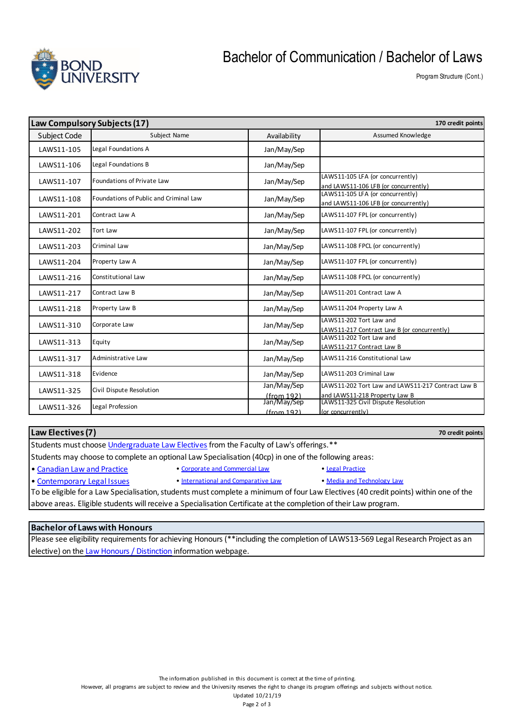# Bachelor of Communication / Bachelor of Laws

Program Structure (Cont.)

| Law Compulsory Subjects (17) | | | 170 credit points |
|---|---|---|---|
| Subject Code | Subject Name | Availability | Assumed Knowledge |
| LAWS11-105 | Legal Foundations A | Jan/May/Sep | |
| LAWS11-106 | Legal Foundations B | Jan/May/Sep | |
| LAWS11-107 | Foundations of Private Law | Jan/May/Sep | LAWS11-105 LFA (or concurrently) and LAWS11-106 LFB (or concurrently) |
| LAWS11-108 | Foundations of Public and Criminal Law | Jan/May/Sep | LAWS11-105 LFA (or concurrently) and LAWS11-106 LFB (or concurrently) |
| LAWS11-201 | Contract Law A | Jan/May/Sep | LAWS11-107 FPL (or concurrently) |
| LAWS11-202 | Tort Law | Jan/May/Sep | LAWS11-107 FPL (or concurrently) |
| LAWS11-203 | Criminal Law | Jan/May/Sep | LAWS11-108 FPCL (or concurrently) |
| LAWS11-204 | Property Law A | Jan/May/Sep | LAWS11-107 FPL (or concurrently) |
| LAWS11-216 | Constitutional Law | Jan/May/Sep | LAWS11-108 FPCL (or concurrently) |
| LAWS11-217 | Contract Law B | Jan/May/Sep | LAWS11-201 Contract Law A |
| LAWS11-218 | Property Law B | Jan/May/Sep | LAWS11-204 Property Law A |
| LAWS11-310 | Corporate Law | Jan/May/Sep | LAWS11-202 Tort Law and LAWS11-217 Contract Law B (or concurrently) |
| LAWS11-313 | Equity | Jan/May/Sep | LAWS11-202 Tort Law and LAWS11-217 Contract Law B |
| LAWS11-317 | Administrative Law | Jan/May/Sep | LAWS11-216 Constitutional Law |
| LAWS11-318 | Evidence | Jan/May/Sep | LAWS11-203 Criminal Law |
| LAWS11-325 | Civil Dispute Resolution | Jan/May/Sep (from 192) | LAWS11-202 Tort Law and LAWS11-217 Contract Law B and LAWS11-218 Property Law B |
| LAWS11-326 | Legal Profession | Jan/May/Sep (from 192) | LAWS11-325 Civil Dispute Resolution (or concurrently) |

## Law Electives (7) — 70 credit points

Students must choose Undergraduate Law Electives from the Faculty of Law's offerings.**

Students may choose to complete an optional Law Specialisation (40cp) in one of the following areas:

- Canadian Law and Practice
- Corporate and Commercial Law
- Legal Practice
- Contemporary Legal Issues
- International and Comparative Law
- Media and Technology Law

To be eligible for a Law Specialisation, students must complete a minimum of four Law Electives (40 credit points) within one of the above areas. Eligible students will receive a Specialisation Certificate at the completion of their Law program.

## Bachelor of Laws with Honours

Please see eligibility requirements for achieving Honours (**including the completion of LAWS13-569 Legal Research Project as an elective) on the Law Honours / Distinction information webpage.

The information published in this document is correct at the time of printing.
However, all programs are subject to review and the University reserves the right to change its program offerings and subjects without notice.
Updated 10/21/19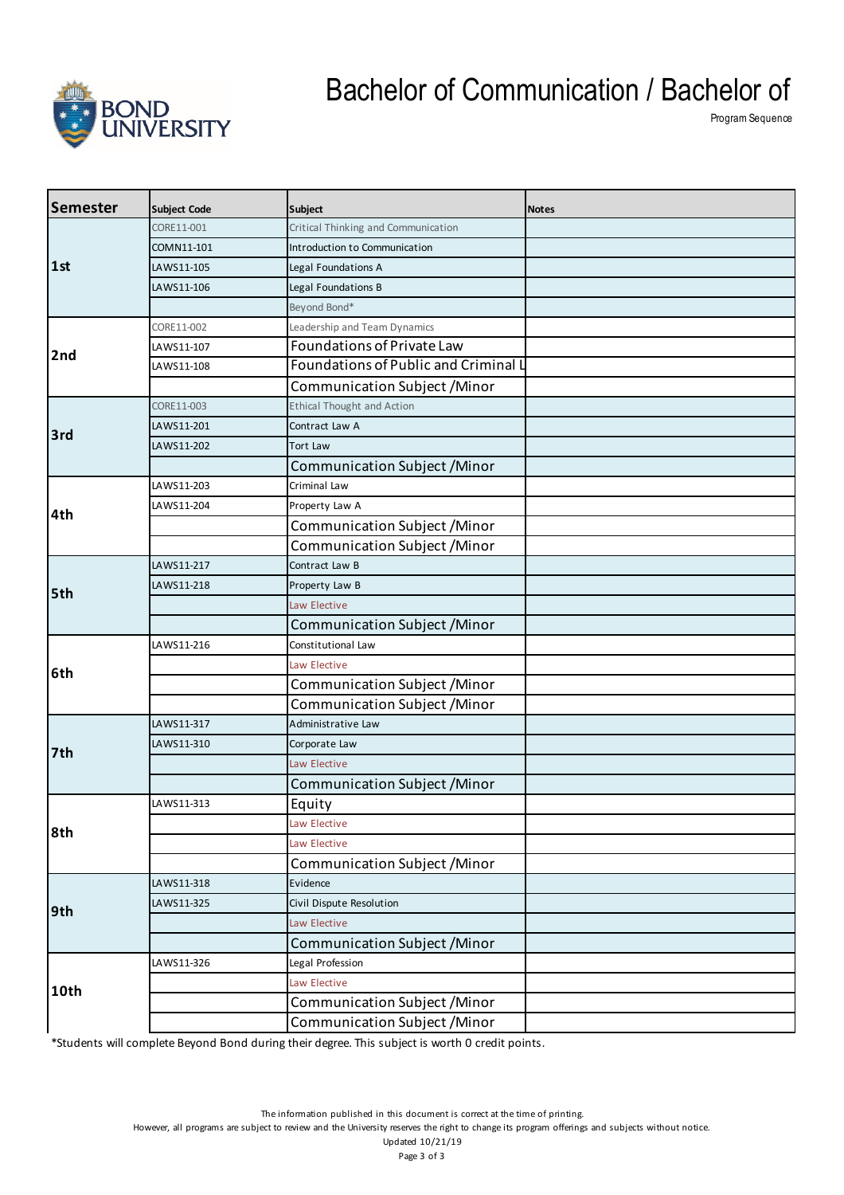# Bachelor of Communication / Bachelor of

Program Sequence

| Semester | Subject Code | Subject | Notes |
|---|---|---|---|
| 1st | CORE11-001 | Critical Thinking and Communication | |
| | COMN11-101 | Introduction to Communication | |
| | LAWS11-105 | Legal Foundations A | |
| | LAWS11-106 | Legal Foundations B | |
| | | Beyond Bond* | |
| 2nd | CORE11-002 | Leadership and Team Dynamics | |
| | LAWS11-107 | Foundations of Private Law | |
| | LAWS11-108 | Foundations of Public and Criminal L | |
| | | Communication Subject /Minor | |
| 3rd | CORE11-003 | Ethical Thought and Action | |
| | LAWS11-201 | Contract Law A | |
| | LAWS11-202 | Tort Law | |
| | | Communication Subject /Minor | |
| 4th | LAWS11-203 | Criminal Law | |
| | LAWS11-204 | Property Law A | |
| | | Communication Subject /Minor | |
| | | Communication Subject /Minor | |
| 5th | LAWS11-217 | Contract Law B | |
| | LAWS11-218 | Property Law B | |
| | | Law Elective | |
| | | Communication Subject /Minor | |
| 6th | LAWS11-216 | Constitutional Law | |
| | | Law Elective | |
| | | Communication Subject /Minor | |
| | | Communication Subject /Minor | |
| 7th | LAWS11-317 | Administrative Law | |
| | LAWS11-310 | Corporate Law | |
| | | Law Elective | |
| | | Communication Subject /Minor | |
| 8th | LAWS11-313 | Equity | |
| | | Law Elective | |
| | | Law Elective | |
| | | Communication Subject /Minor | |
| 9th | LAWS11-318 | Evidence | |
| | LAWS11-325 | Civil Dispute Resolution | |
| | | Law Elective | |
| | | Communication Subject /Minor | |
| 10th | LAWS11-326 | Legal Profession | |
| | | Law Elective | |
| | | Communication Subject /Minor | |
| | | Communication Subject /Minor | |

*Students will complete Beyond Bond during their degree. This subject is worth 0 credit points.

The information published in this document is correct at the time of printing.
However, all programs are subject to review and the University reserves the right to change its program offerings and subjects without notice.
Updated 10/21/19